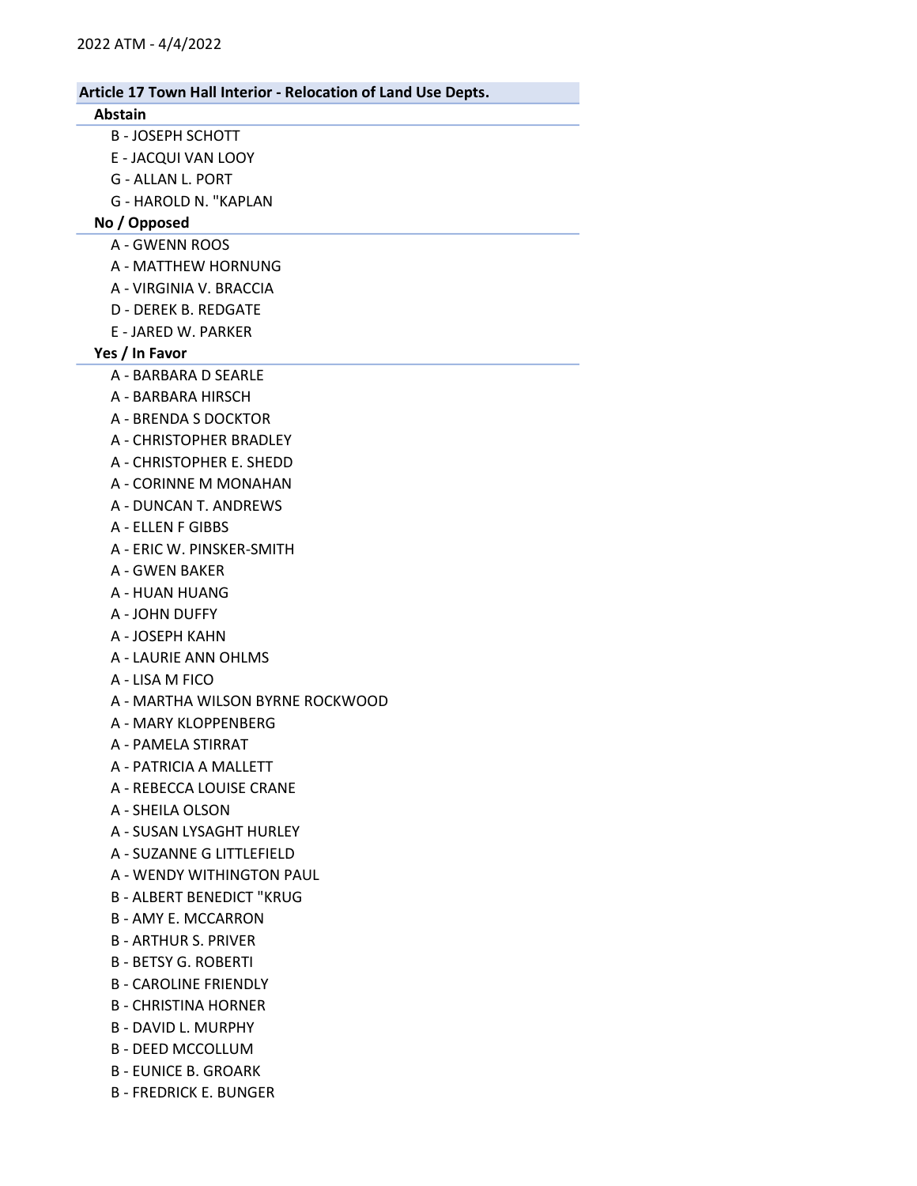2022 ATM - 4/4/2022

## Article 17 Town Hall Interior - Relocation of Land Use Depts.

### Abstain

- B - JOSEPH SCHOTT
- E - JACQUI VAN LOOY
- G - ALLAN L. PORT
- G - HAROLD N. "KAPLAN

### No / Opposed

- A - GWENN ROOS
- A - MATTHEW HORNUNG
- A - VIRGINIA V. BRACCIA
- D - DEREK B. REDGATE
- E - JARED W. PARKER

### Yes / In Favor

- A - BARBARA D SEARLE
- A - BARBARA HIRSCH
- A - BRENDA S DOCKTOR
- A - CHRISTOPHER BRADLEY
- A - CHRISTOPHER E. SHEDD
- A - CORINNE M MONAHAN
- A - DUNCAN T. ANDREWS
- A - ELLEN F GIBBS
- A - ERIC W. PINSKER-SMITH
- A - GWEN BAKER
- A - HUAN HUANG
- A - JOHN DUFFY
- A - JOSEPH KAHN
- A - LAURIE ANN OHLMS
- A - LISA M FICO
- A - MARTHA WILSON BYRNE ROCKWOOD
- A - MARY KLOPPENBERG
- A - PAMELA STIRRAT
- A - PATRICIA A MALLETT
- A - REBECCA LOUISE CRANE
- A - SHEILA OLSON
- A - SUSAN LYSAGHT HURLEY
- A - SUZANNE G LITTLEFIELD
- A - WENDY WITHINGTON PAUL
- B - ALBERT BENEDICT "KRUG
- B - AMY E. MCCARRON
- B - ARTHUR S. PRIVER
- B - BETSY G. ROBERTI
- B - CAROLINE FRIENDLY
- B - CHRISTINA HORNER
- B - DAVID L. MURPHY
- B - DEED MCCOLLUM
- B - EUNICE B. GROARK
- B - FREDRICK E. BUNGER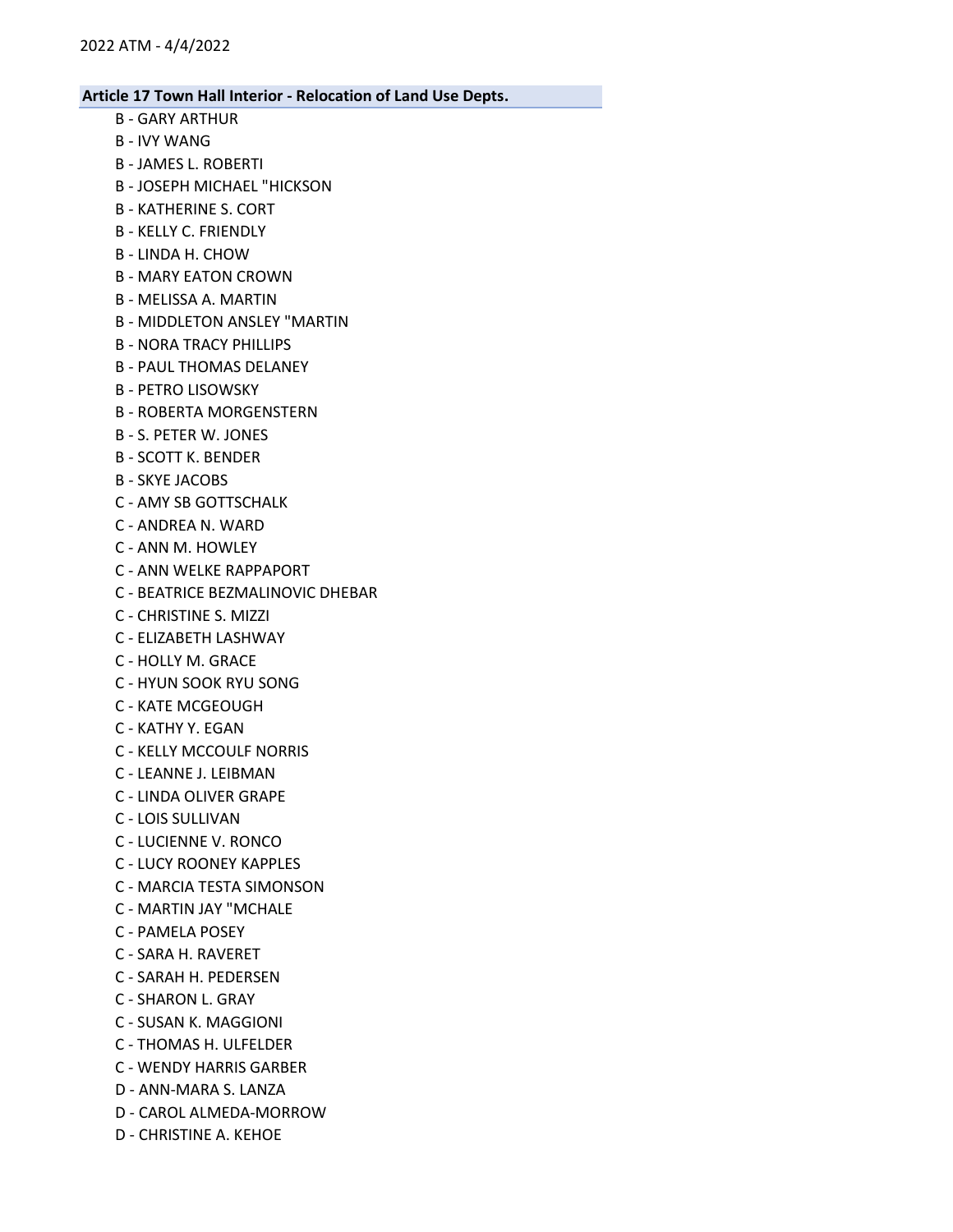### Article 17 Town Hall Interior - Relocation of Land Use Depts.

B - GARY ARTHUR
B - IVY WANG
B - JAMES L. ROBERTI
B - JOSEPH MICHAEL "HICKSON
B - KATHERINE S. CORT
B - KELLY C. FRIENDLY
B - LINDA H. CHOW
B - MARY EATON CROWN
B - MELISSA A. MARTIN
B - MIDDLETON ANSLEY "MARTIN
B - NORA TRACY PHILLIPS
B - PAUL THOMAS DELANEY
B - PETRO LISOWSKY
B - ROBERTA MORGENSTERN
B - S. PETER W. JONES
B - SCOTT K. BENDER
B - SKYE JACOBS
C - AMY SB GOTTSCHALK
C - ANDREA N. WARD
C - ANN M. HOWLEY
C - ANN WELKE RAPPAPORT
C - BEATRICE BEZMALINOVIC DHEBAR
C - CHRISTINE S. MIZZI
C - ELIZABETH LASHWAY
C - HOLLY M. GRACE
C - HYUN SOOK RYU SONG
C - KATE MCGEOUGH
C - KATHY Y. EGAN
C - KELLY MCCOULF NORRIS
C - LEANNE J. LEIBMAN
C - LINDA OLIVER GRAPE
C - LOIS SULLIVAN
C - LUCIENNE V. RONCO
C - LUCY ROONEY KAPPLES
C - MARCIA TESTA SIMONSON
C - MARTIN JAY "MCHALE
C - PAMELA POSEY
C - SARA H. RAVERET
C - SARAH H. PEDERSEN
C - SHARON L. GRAY
C - SUSAN K. MAGGIONI
C - THOMAS H. ULFELDER
C - WENDY HARRIS GARBER
D - ANN-MARA S. LANZA
D - CAROL ALMEDA-MORROW
D - CHRISTINE A. KEHOE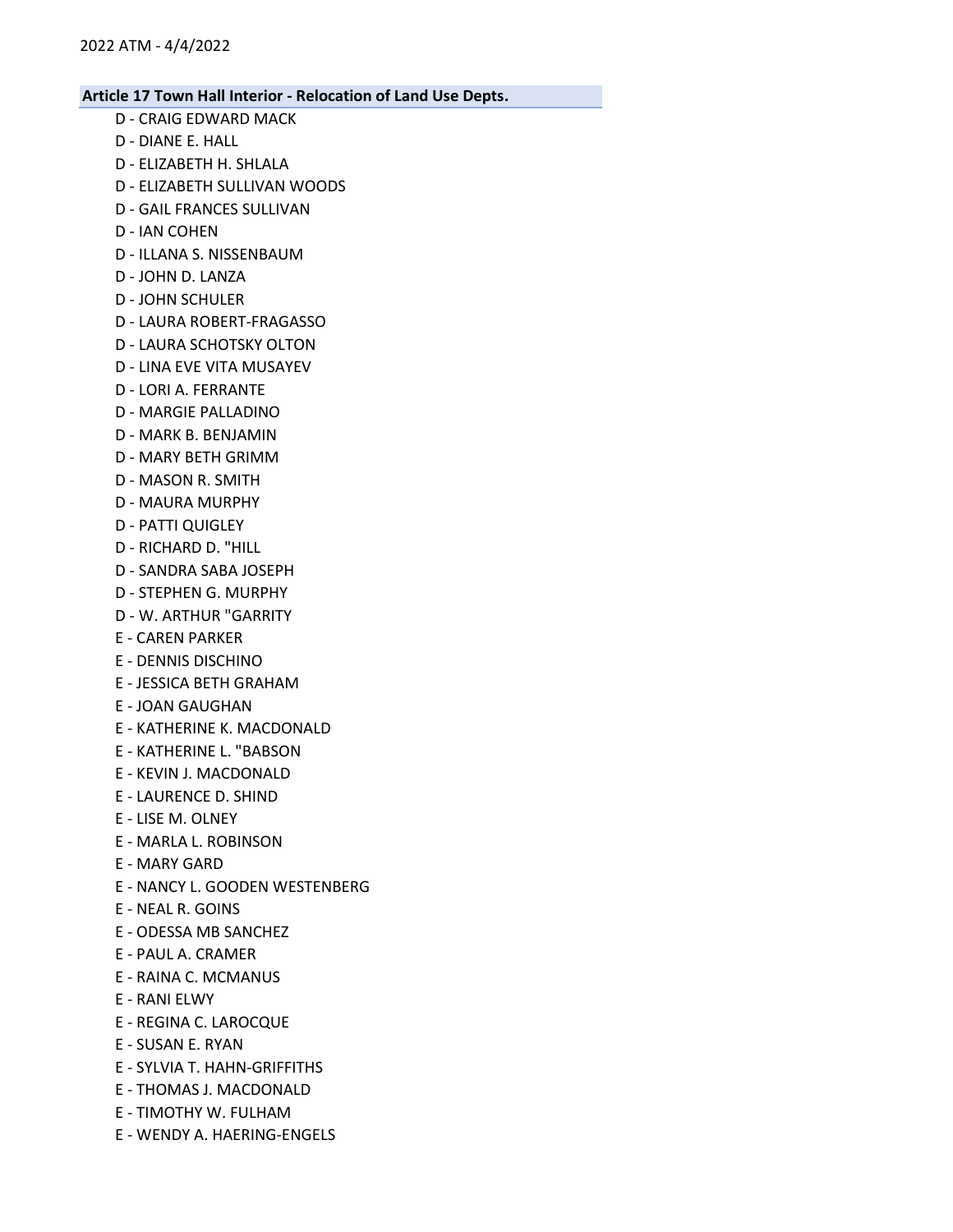**Article 17 Town Hall Interior - Relocation of Land Use Depts.**

D - CRAIG EDWARD MACK
D - DIANE E. HALL
D - ELIZABETH H. SHLALA
D - ELIZABETH SULLIVAN WOODS
D - GAIL FRANCES SULLIVAN
D - IAN COHEN
D - ILLANA S. NISSENBAUM
D - JOHN D. LANZA
D - JOHN SCHULER
D - LAURA ROBERT-FRAGASSO
D - LAURA SCHOTSKY OLTON
D - LINA EVE VITA MUSAYEV
D - LORI A. FERRANTE
D - MARGIE PALLADINO
D - MARK B. BENJAMIN
D - MARY BETH GRIMM
D - MASON R. SMITH
D - MAURA MURPHY
D - PATTI QUIGLEY
D - RICHARD D. "HILL
D - SANDRA SABA JOSEPH
D - STEPHEN G. MURPHY
D - W. ARTHUR "GARRITY
E - CAREN PARKER
E - DENNIS DISCHINO
E - JESSICA BETH GRAHAM
E - JOAN GAUGHAN
E - KATHERINE K. MACDONALD
E - KATHERINE L. "BABSON
E - KEVIN J. MACDONALD
E - LAURENCE D. SHIND
E - LISE M. OLNEY
E - MARLA L. ROBINSON
E - MARY GARD
E - NANCY L. GOODEN WESTENBERG
E - NEAL R. GOINS
E - ODESSA MB SANCHEZ
E - PAUL A. CRAMER
E - RAINA C. MCMANUS
E - RANI ELWY
E - REGINA C. LAROCQUE
E - SUSAN E. RYAN
E - SYLVIA T. HAHN-GRIFFITHS
E - THOMAS J. MACDONALD
E - TIMOTHY W. FULHAM
E - WENDY A. HAERING-ENGELS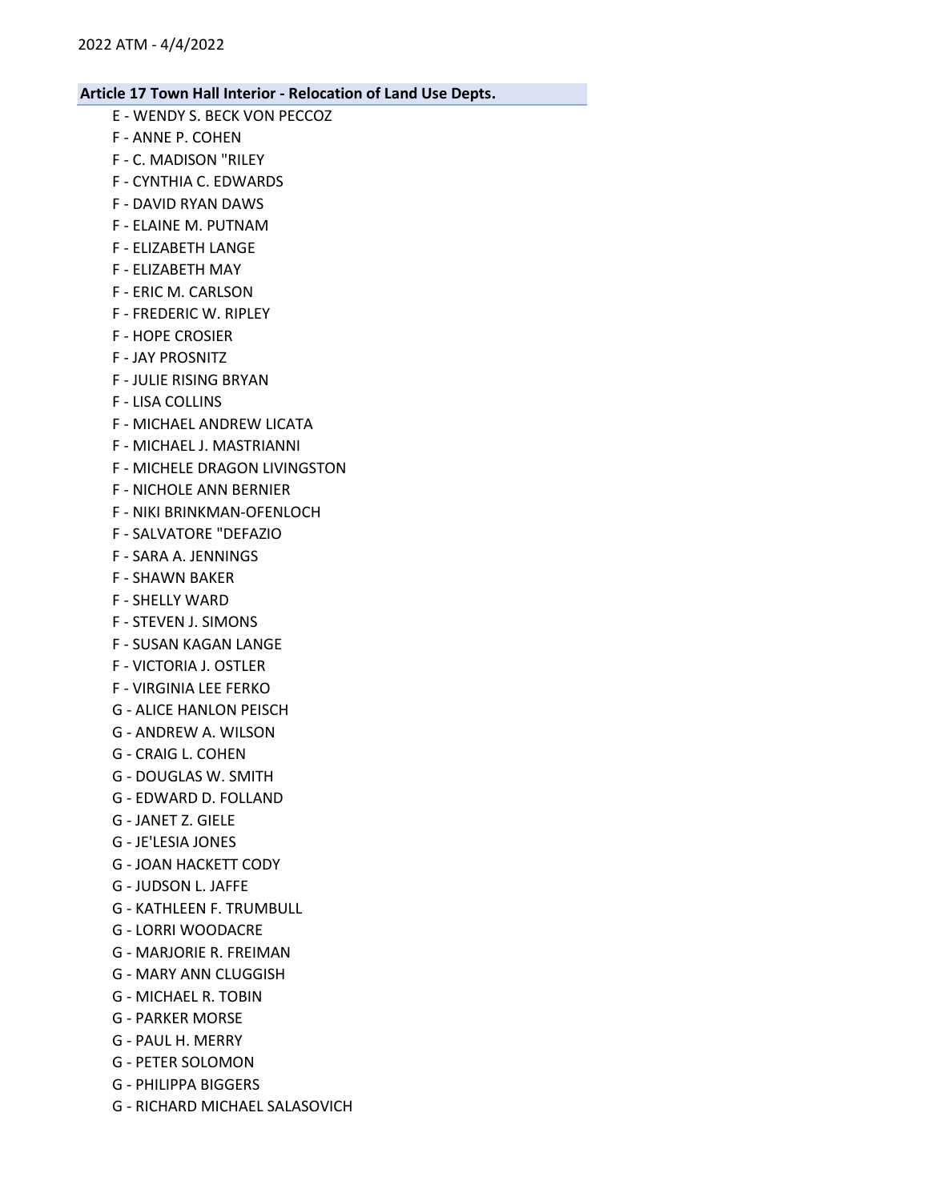**Article 17 Town Hall Interior - Relocation of Land Use Depts.**

E - WENDY S. BECK VON PECCOZ
F - ANNE P. COHEN
F - C. MADISON "RILEY
F - CYNTHIA C. EDWARDS
F - DAVID RYAN DAWS
F - ELAINE M. PUTNAM
F - ELIZABETH LANGE
F - ELIZABETH MAY
F - ERIC M. CARLSON
F - FREDERIC W. RIPLEY
F - HOPE CROSIER
F - JAY PROSNITZ
F - JULIE RISING BRYAN
F - LISA COLLINS
F - MICHAEL ANDREW LICATA
F - MICHAEL J. MASTRIANNI
F - MICHELE DRAGON LIVINGSTON
F - NICHOLE ANN BERNIER
F - NIKI BRINKMAN-OFENLOCH
F - SALVATORE "DEFAZIO
F - SARA A. JENNINGS
F - SHAWN BAKER
F - SHELLY WARD
F - STEVEN J. SIMONS
F - SUSAN KAGAN LANGE
F - VICTORIA J. OSTLER
F - VIRGINIA LEE FERKO
G - ALICE HANLON PEISCH
G - ANDREW A. WILSON
G - CRAIG L. COHEN
G - DOUGLAS W. SMITH
G - EDWARD D. FOLLAND
G - JANET Z. GIELE
G - JE'LESIA JONES
G - JOAN HACKETT CODY
G - JUDSON L. JAFFE
G - KATHLEEN F. TRUMBULL
G - LORRI WOODACRE
G - MARJORIE R. FREIMAN
G - MARY ANN CLUGGISH
G - MICHAEL R. TOBIN
G - PARKER MORSE
G - PAUL H. MERRY
G - PETER SOLOMON
G - PHILIPPA BIGGERS
G - RICHARD MICHAEL SALASOVICH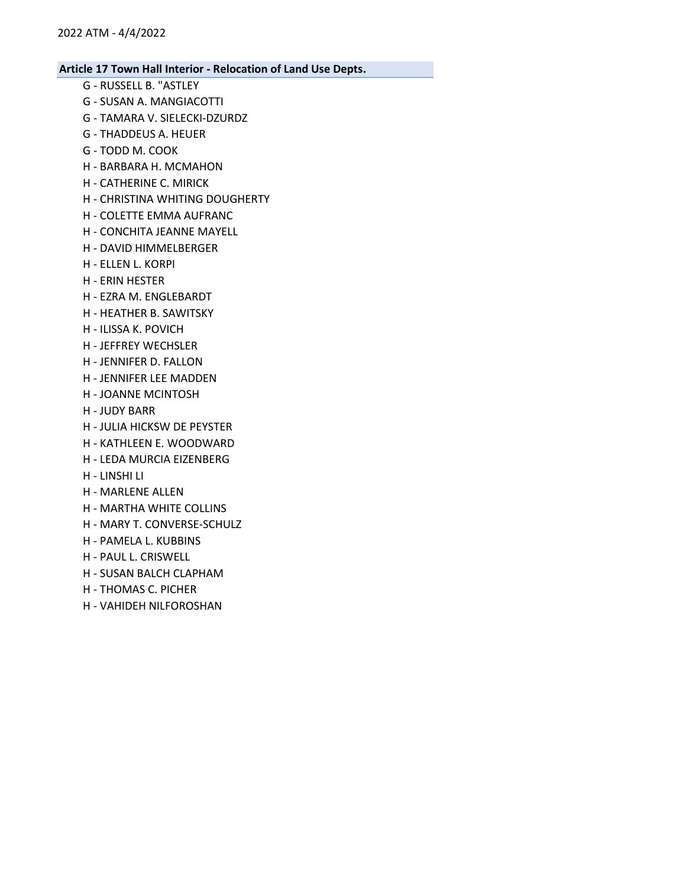## Article 17 Town Hall Interior - Relocation of Land Use Depts.

- G - RUSSELL B. "ASTLEY
- G - SUSAN A. MANGIACOTTI
- G - TAMARA V. SIELECKI-DZURDZ
- G - THADDEUS A. HEUER
- G - TODD M. COOK
- H - BARBARA H. MCMAHON
- H - CATHERINE C. MIRICK
- H - CHRISTINA WHITING DOUGHERTY
- H - COLETTE EMMA AUFRANC
- H - CONCHITA JEANNE MAYELL
- H - DAVID HIMMELBERGER
- H - ELLEN L. KORPI
- H - ERIN HESTER
- H - EZRA M. ENGLEBARDT
- H - HEATHER B. SAWITSKY
- H - ILISSA K. POVICH
- H - JEFFREY WECHSLER
- H - JENNIFER D. FALLON
- H - JENNIFER LEE MADDEN
- H - JOANNE MCINTOSH
- H - JUDY BARR
- H - JULIA HICKSW DE PEYSTER
- H - KATHLEEN E. WOODWARD
- H - LEDA MURCIA EIZENBERG
- H - LINSHI LI
- H - MARLENE ALLEN
- H - MARTHA WHITE COLLINS
- H - MARY T. CONVERSE-SCHULZ
- H - PAMELA L. KUBBINS
- H - PAUL L. CRISWELL
- H - SUSAN BALCH CLAPHAM
- H - THOMAS C. PICHER
- H - VAHIDEH NILFOROSHAN